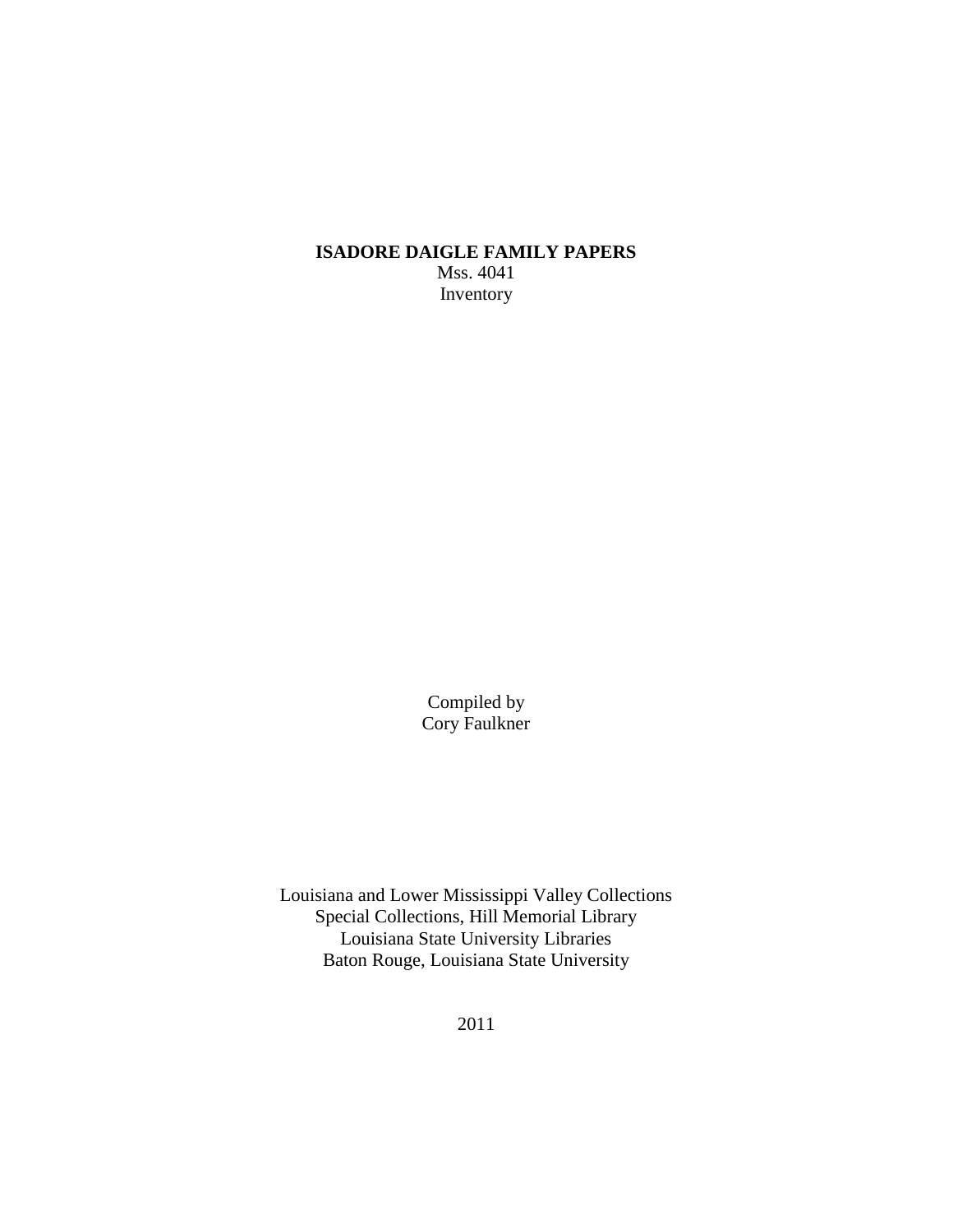# ISADORE DAIGLE FAMILY PAPERS

Mss. 4041

Inventory

Compiled by

Cory Faulkner

Louisiana and Lower Mississippi Valley Collections

Special Collections, Hill Memorial Library

Louisiana State University Libraries

Baton Rouge, Louisiana State University

2011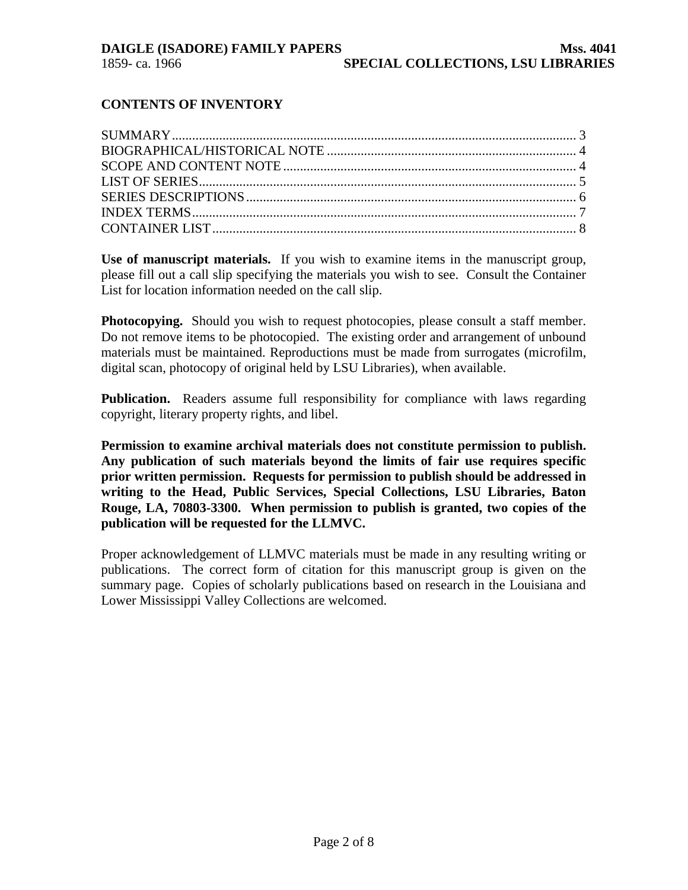## CONTENTS OF INVENTORY

SUMMARY........................................................................................................... 3
BIOGRAPHICAL/HISTORICAL NOTE ........................................................................ 4
SCOPE AND CONTENT NOTE ...................................................................................... 4
LIST OF SERIES................................................................................................. 5
SERIES DESCRIPTIONS.................................................................................... 6
INDEX TERMS.................................................................................................... 7
CONTAINER LIST.............................................................................................. 8

**Use of manuscript materials.** If you wish to examine items in the manuscript group, please fill out a call slip specifying the materials you wish to see. Consult the Container List for location information needed on the call slip.

**Photocopying.** Should you wish to request photocopies, please consult a staff member. Do not remove items to be photocopied. The existing order and arrangement of unbound materials must be maintained. Reproductions must be made from surrogates (microfilm, digital scan, photocopy of original held by LSU Libraries), when available.

**Publication.** Readers assume full responsibility for compliance with laws regarding copyright, literary property rights, and libel.

**Permission to examine archival materials does not constitute permission to publish. Any publication of such materials beyond the limits of fair use requires specific prior written permission. Requests for permission to publish should be addressed in writing to the Head, Public Services, Special Collections, LSU Libraries, Baton Rouge, LA, 70803-3300. When permission to publish is granted, two copies of the publication will be requested for the LLMVC.**

Proper acknowledgement of LLMVC materials must be made in any resulting writing or publications. The correct form of citation for this manuscript group is given on the summary page. Copies of scholarly publications based on research in the Louisiana and Lower Mississippi Valley Collections are welcomed.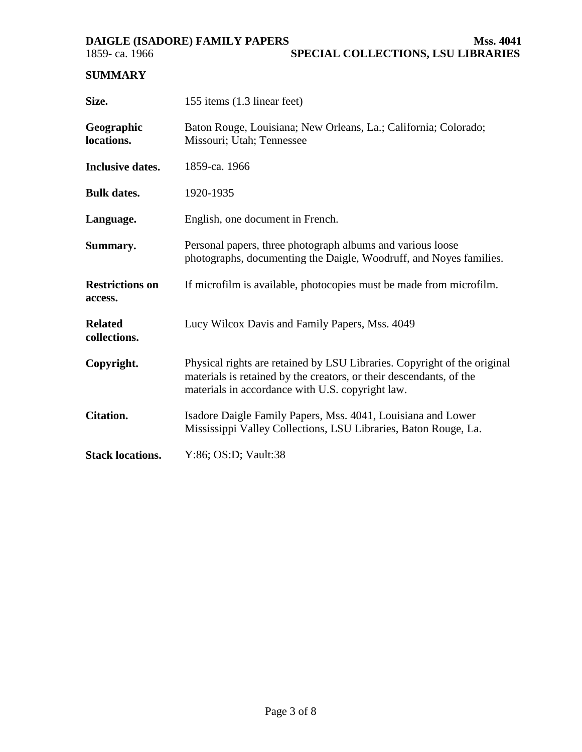## SUMMARY

| | |
|---|---|
| **Size.** | 155 items (1.3 linear feet) |
| **Geographic locations.** | Baton Rouge, Louisiana; New Orleans, La.; California; Colorado; Missouri; Utah; Tennessee |
| **Inclusive dates.** | 1859-ca. 1966 |
| **Bulk dates.** | 1920-1935 |
| **Language.** | English, one document in French. |
| **Summary.** | Personal papers, three photograph albums and various loose photographs, documenting the Daigle, Woodruff, and Noyes families. |
| **Restrictions on access.** | If microfilm is available, photocopies must be made from microfilm. |
| **Related collections.** | Lucy Wilcox Davis and Family Papers, Mss. 4049 |
| **Copyright.** | Physical rights are retained by LSU Libraries. Copyright of the original materials is retained by the creators, or their descendants, of the materials in accordance with U.S. copyright law. |
| **Citation.** | Isadore Daigle Family Papers, Mss. 4041, Louisiana and Lower Mississippi Valley Collections, LSU Libraries, Baton Rouge, La. |
| **Stack locations.** | Y:86; OS:D; Vault:38 |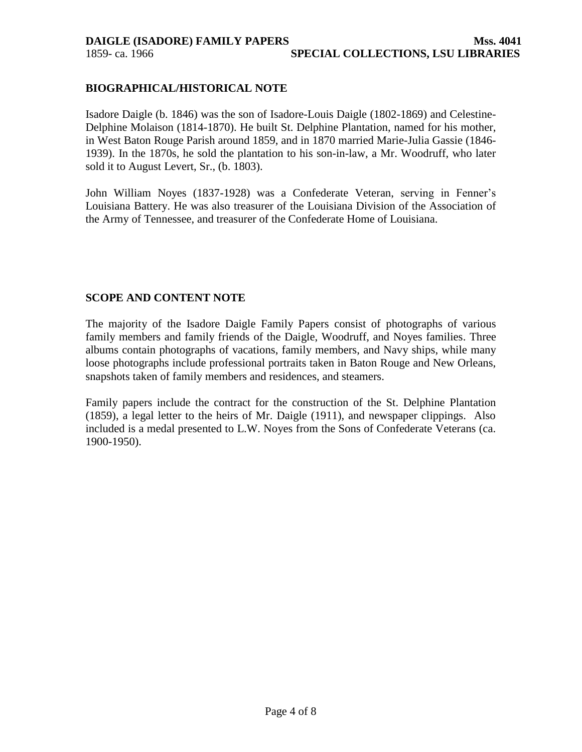## BIOGRAPHICAL/HISTORICAL NOTE

Isadore Daigle (b. 1846) was the son of Isadore-Louis Daigle (1802-1869) and Celestine-Delphine Molaison (1814-1870). He built St. Delphine Plantation, named for his mother, in West Baton Rouge Parish around 1859, and in 1870 married Marie-Julia Gassie (1846-1939). In the 1870s, he sold the plantation to his son-in-law, a Mr. Woodruff, who later sold it to August Levert, Sr., (b. 1803).

John William Noyes (1837-1928) was a Confederate Veteran, serving in Fenner's Louisiana Battery. He was also treasurer of the Louisiana Division of the Association of the Army of Tennessee, and treasurer of the Confederate Home of Louisiana.

## SCOPE AND CONTENT NOTE

The majority of the Isadore Daigle Family Papers consist of photographs of various family members and family friends of the Daigle, Woodruff, and Noyes families. Three albums contain photographs of vacations, family members, and Navy ships, while many loose photographs include professional portraits taken in Baton Rouge and New Orleans, snapshots taken of family members and residences, and steamers.

Family papers include the contract for the construction of the St. Delphine Plantation (1859), a legal letter to the heirs of Mr. Daigle (1911), and newspaper clippings. Also included is a medal presented to L.W. Noyes from the Sons of Confederate Veterans (ca. 1900-1950).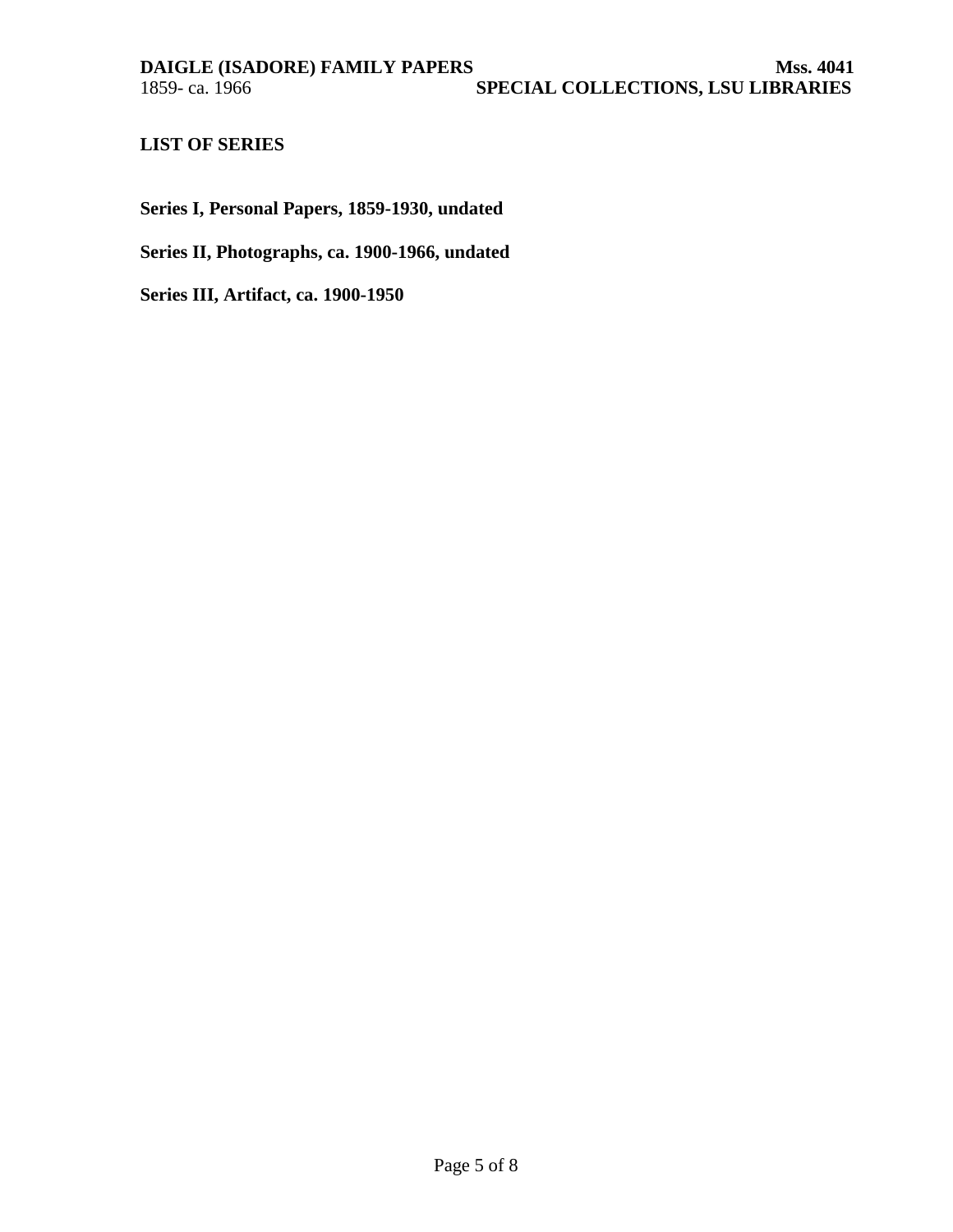## LIST OF SERIES

**Series I, Personal Papers, 1859-1930, undated**

**Series II, Photographs, ca. 1900-1966, undated**

**Series III, Artifact, ca. 1900-1950**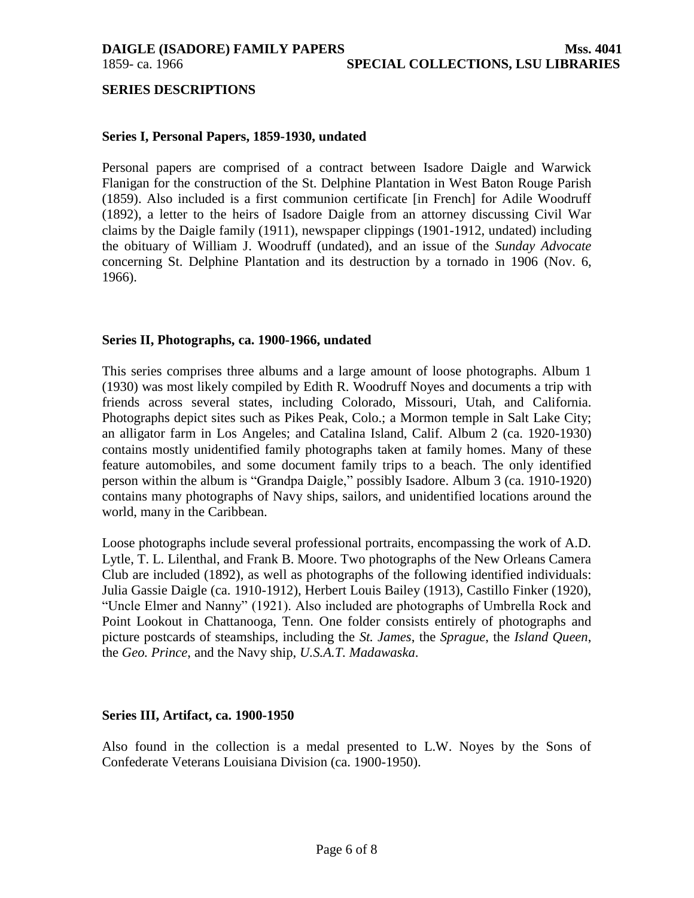## SERIES DESCRIPTIONS

### Series I, Personal Papers, 1859-1930, undated

Personal papers are comprised of a contract between Isadore Daigle and Warwick Flanigan for the construction of the St. Delphine Plantation in West Baton Rouge Parish (1859). Also included is a first communion certificate [in French] for Adile Woodruff (1892), a letter to the heirs of Isadore Daigle from an attorney discussing Civil War claims by the Daigle family (1911), newspaper clippings (1901-1912, undated) including the obituary of William J. Woodruff (undated), and an issue of the *Sunday Advocate* concerning St. Delphine Plantation and its destruction by a tornado in 1906 (Nov. 6, 1966).

### Series II, Photographs, ca. 1900-1966, undated

This series comprises three albums and a large amount of loose photographs. Album 1 (1930) was most likely compiled by Edith R. Woodruff Noyes and documents a trip with friends across several states, including Colorado, Missouri, Utah, and California. Photographs depict sites such as Pikes Peak, Colo.; a Mormon temple in Salt Lake City; an alligator farm in Los Angeles; and Catalina Island, Calif. Album 2 (ca. 1920-1930) contains mostly unidentified family photographs taken at family homes. Many of these feature automobiles, and some document family trips to a beach. The only identified person within the album is "Grandpa Daigle," possibly Isadore. Album 3 (ca. 1910-1920) contains many photographs of Navy ships, sailors, and unidentified locations around the world, many in the Caribbean.

Loose photographs include several professional portraits, encompassing the work of A.D. Lytle, T. L. Lilenthal, and Frank B. Moore. Two photographs of the New Orleans Camera Club are included (1892), as well as photographs of the following identified individuals: Julia Gassie Daigle (ca. 1910-1912), Herbert Louis Bailey (1913), Castillo Finker (1920), "Uncle Elmer and Nanny" (1921). Also included are photographs of Umbrella Rock and Point Lookout in Chattanooga, Tenn. One folder consists entirely of photographs and picture postcards of steamships, including the *St. James*, the *Sprague*, the *Island Queen*, the *Geo. Prince*, and the Navy ship, *U.S.A.T. Madawaska*.

### Series III, Artifact, ca. 1900-1950

Also found in the collection is a medal presented to L.W. Noyes by the Sons of Confederate Veterans Louisiana Division (ca. 1900-1950).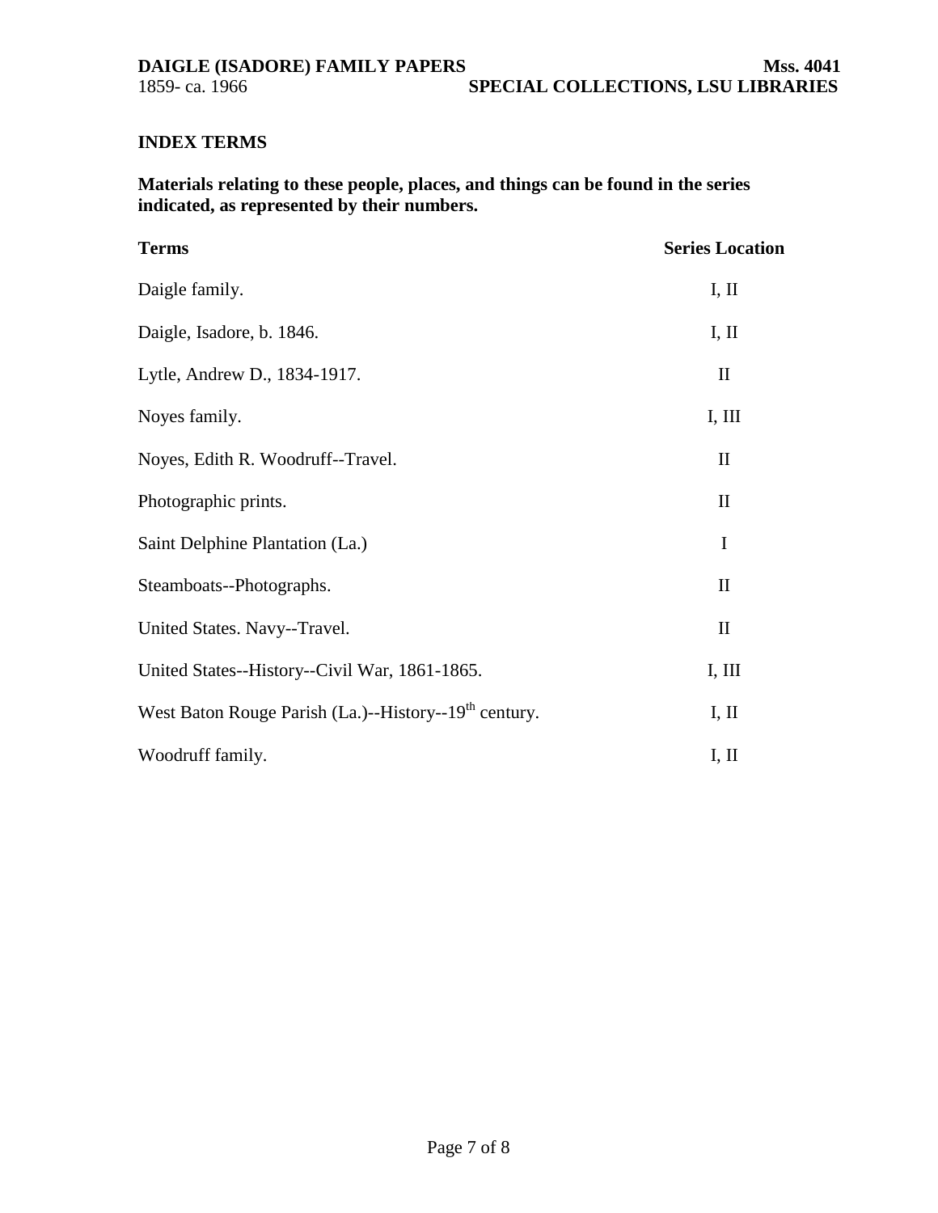## INDEX TERMS

**Materials relating to these people, places, and things can be found in the series indicated, as represented by their numbers.**

| Terms | Series Location |
|---|---|
| Daigle family. | I, II |
| Daigle, Isadore, b. 1846. | I, II |
| Lytle, Andrew D., 1834-1917. | II |
| Noyes family. | I, III |
| Noyes, Edith R. Woodruff--Travel. | II |
| Photographic prints. | II |
| Saint Delphine Plantation (La.) | I |
| Steamboats--Photographs. | II |
| United States. Navy--Travel. | II |
| United States--History--Civil War, 1861-1865. | I, III |
| West Baton Rouge Parish (La.)--History--19th century. | I, II |
| Woodruff family. | I, II |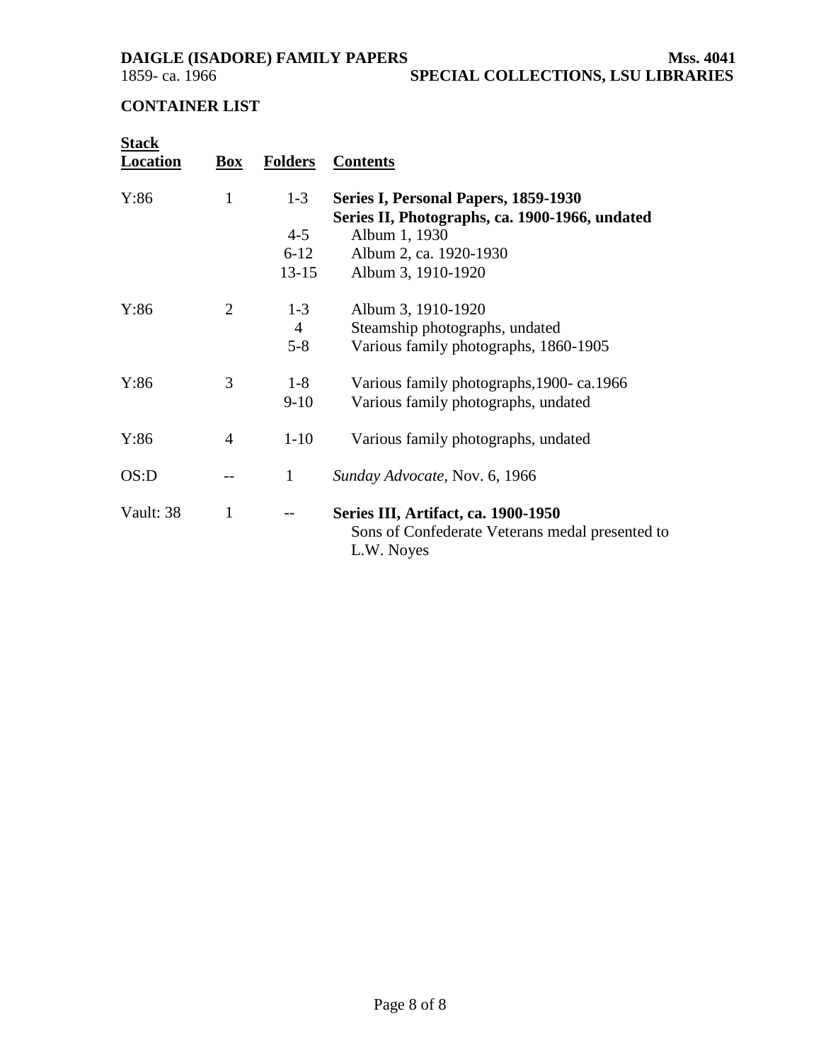**DAIGLE (ISADORE) FAMILY PAPERS** **Mss. 4041**
1859- ca. 1966 **SPECIAL COLLECTIONS, LSU LIBRARIES**

**CONTAINER LIST**

| Stack Location | Box | Folders | Contents |
|---|---|---|---|
| Y:86 | 1 | 1-3 | **Series I, Personal Papers, 1859-1930** |
| | | | **Series II, Photographs, ca. 1900-1966, undated** |
| | | 4-5 | Album 1, 1930 |
| | | 6-12 | Album 2, ca. 1920-1930 |
| | | 13-15 | Album 3, 1910-1920 |
| Y:86 | 2 | 1-3 | Album 3, 1910-1920 |
| | | 4 | Steamship photographs, undated |
| | | 5-8 | Various family photographs, 1860-1905 |
| Y:86 | 3 | 1-8 | Various family photographs,1900- ca.1966 |
| | | 9-10 | Various family photographs, undated |
| Y:86 | 4 | 1-10 | Various family photographs, undated |
| OS:D | -- | 1 | *Sunday Advocate*, Nov. 6, 1966 |
| Vault: 38 | 1 | -- | **Series III, Artifact, ca. 1900-1950** |
| | | | Sons of Confederate Veterans medal presented to L.W. Noyes |